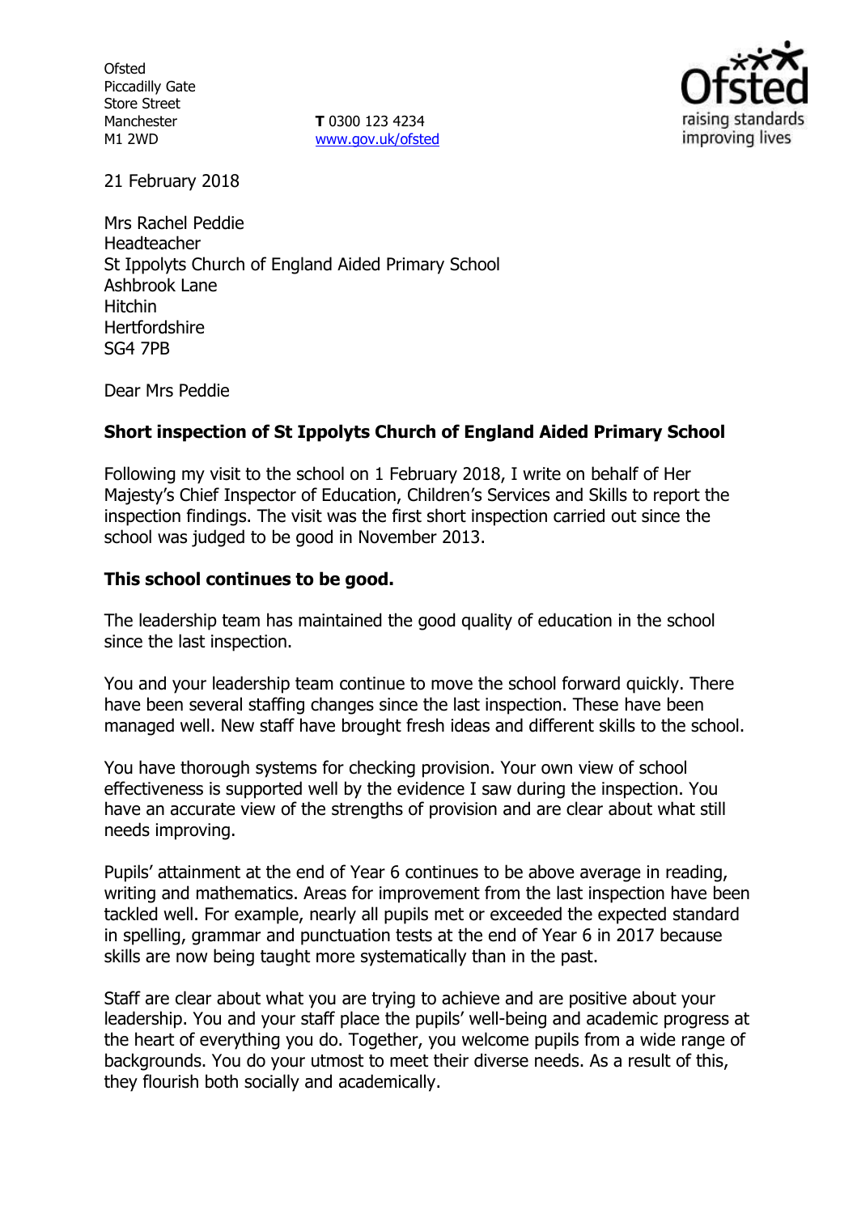Ofsted
Piccadilly Gate
Store Street
Manchester
M1 2WD

**T** 0300 123 4234
www.gov.uk/ofsted

21 February 2018

Mrs Rachel Peddie
Headteacher
St Ippolyts Church of England Aided Primary School
Ashbrook Lane
Hitchin
Hertfordshire
SG4 7PB

Dear Mrs Peddie

**Short inspection of St Ippolyts Church of England Aided Primary School**

Following my visit to the school on 1 February 2018, I write on behalf of Her Majesty's Chief Inspector of Education, Children's Services and Skills to report the inspection findings. The visit was the first short inspection carried out since the school was judged to be good in November 2013.

**This school continues to be good.**

The leadership team has maintained the good quality of education in the school since the last inspection.

You and your leadership team continue to move the school forward quickly. There have been several staffing changes since the last inspection. These have been managed well. New staff have brought fresh ideas and different skills to the school.

You have thorough systems for checking provision. Your own view of school effectiveness is supported well by the evidence I saw during the inspection. You have an accurate view of the strengths of provision and are clear about what still needs improving.

Pupils' attainment at the end of Year 6 continues to be above average in reading, writing and mathematics. Areas for improvement from the last inspection have been tackled well. For example, nearly all pupils met or exceeded the expected standard in spelling, grammar and punctuation tests at the end of Year 6 in 2017 because skills are now being taught more systematically than in the past.

Staff are clear about what you are trying to achieve and are positive about your leadership. You and your staff place the pupils' well-being and academic progress at the heart of everything you do. Together, you welcome pupils from a wide range of backgrounds. You do your utmost to meet their diverse needs. As a result of this, they flourish both socially and academically.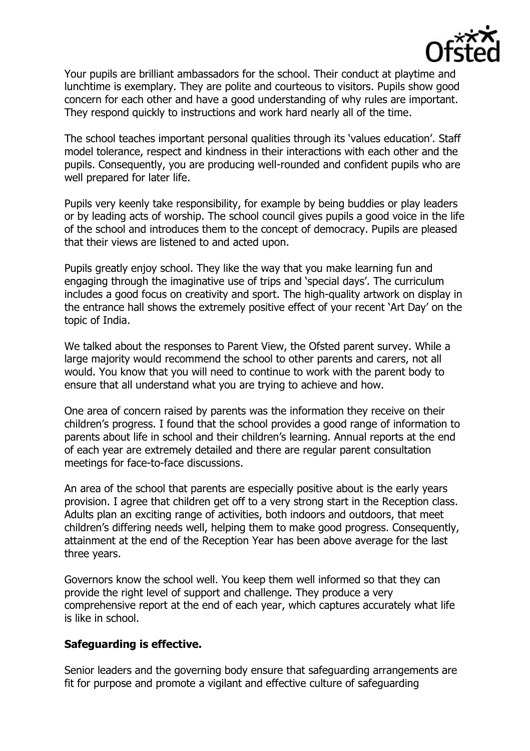Your pupils are brilliant ambassadors for the school. Their conduct at playtime and lunchtime is exemplary. They are polite and courteous to visitors. Pupils show good concern for each other and have a good understanding of why rules are important. They respond quickly to instructions and work hard nearly all of the time.

The school teaches important personal qualities through its 'values education'. Staff model tolerance, respect and kindness in their interactions with each other and the pupils. Consequently, you are producing well-rounded and confident pupils who are well prepared for later life.

Pupils very keenly take responsibility, for example by being buddies or play leaders or by leading acts of worship. The school council gives pupils a good voice in the life of the school and introduces them to the concept of democracy. Pupils are pleased that their views are listened to and acted upon.

Pupils greatly enjoy school. They like the way that you make learning fun and engaging through the imaginative use of trips and 'special days'. The curriculum includes a good focus on creativity and sport. The high-quality artwork on display in the entrance hall shows the extremely positive effect of your recent 'Art Day' on the topic of India.

We talked about the responses to Parent View, the Ofsted parent survey. While a large majority would recommend the school to other parents and carers, not all would. You know that you will need to continue to work with the parent body to ensure that all understand what you are trying to achieve and how.

One area of concern raised by parents was the information they receive on their children's progress. I found that the school provides a good range of information to parents about life in school and their children's learning. Annual reports at the end of each year are extremely detailed and there are regular parent consultation meetings for face-to-face discussions.

An area of the school that parents are especially positive about is the early years provision. I agree that children get off to a very strong start in the Reception class. Adults plan an exciting range of activities, both indoors and outdoors, that meet children's differing needs well, helping them to make good progress. Consequently, attainment at the end of the Reception Year has been above average for the last three years.

Governors know the school well. You keep them well informed so that they can provide the right level of support and challenge. They produce a very comprehensive report at the end of each year, which captures accurately what life is like in school.

**Safeguarding is effective.**

Senior leaders and the governing body ensure that safeguarding arrangements are fit for purpose and promote a vigilant and effective culture of safeguarding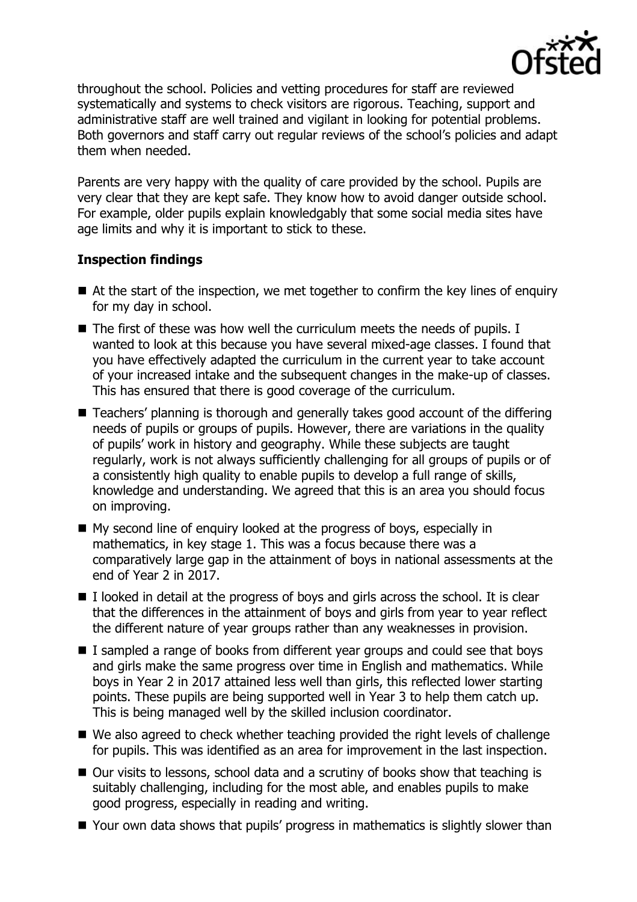throughout the school. Policies and vetting procedures for staff are reviewed systematically and systems to check visitors are rigorous. Teaching, support and administrative staff are well trained and vigilant in looking for potential problems. Both governors and staff carry out regular reviews of the school's policies and adapt them when needed.

Parents are very happy with the quality of care provided by the school. Pupils are very clear that they are kept safe. They know how to avoid danger outside school. For example, older pupils explain knowledgably that some social media sites have age limits and why it is important to stick to these.

## Inspection findings

- At the start of the inspection, we met together to confirm the key lines of enquiry for my day in school.
- The first of these was how well the curriculum meets the needs of pupils. I wanted to look at this because you have several mixed-age classes. I found that you have effectively adapted the curriculum in the current year to take account of your increased intake and the subsequent changes in the make-up of classes. This has ensured that there is good coverage of the curriculum.
- Teachers' planning is thorough and generally takes good account of the differing needs of pupils or groups of pupils. However, there are variations in the quality of pupils' work in history and geography. While these subjects are taught regularly, work is not always sufficiently challenging for all groups of pupils or of a consistently high quality to enable pupils to develop a full range of skills, knowledge and understanding. We agreed that this is an area you should focus on improving.
- My second line of enquiry looked at the progress of boys, especially in mathematics, in key stage 1. This was a focus because there was a comparatively large gap in the attainment of boys in national assessments at the end of Year 2 in 2017.
- I looked in detail at the progress of boys and girls across the school. It is clear that the differences in the attainment of boys and girls from year to year reflect the different nature of year groups rather than any weaknesses in provision.
- I sampled a range of books from different year groups and could see that boys and girls make the same progress over time in English and mathematics. While boys in Year 2 in 2017 attained less well than girls, this reflected lower starting points. These pupils are being supported well in Year 3 to help them catch up. This is being managed well by the skilled inclusion coordinator.
- We also agreed to check whether teaching provided the right levels of challenge for pupils. This was identified as an area for improvement in the last inspection.
- Our visits to lessons, school data and a scrutiny of books show that teaching is suitably challenging, including for the most able, and enables pupils to make good progress, especially in reading and writing.
- Your own data shows that pupils' progress in mathematics is slightly slower than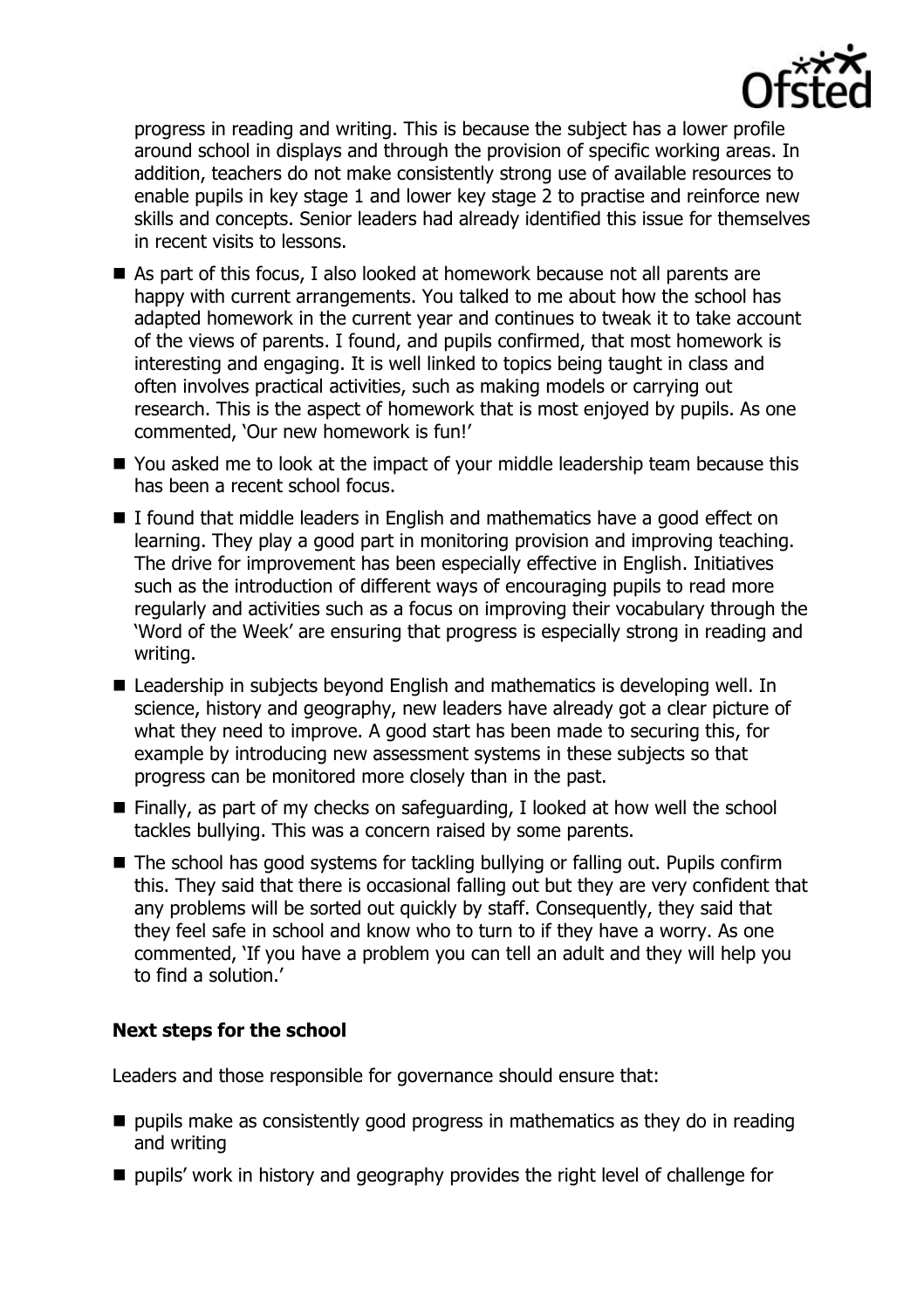progress in reading and writing. This is because the subject has a lower profile around school in displays and through the provision of specific working areas. In addition, teachers do not make consistently strong use of available resources to enable pupils in key stage 1 and lower key stage 2 to practise and reinforce new skills and concepts. Senior leaders had already identified this issue for themselves in recent visits to lessons.

- As part of this focus, I also looked at homework because not all parents are happy with current arrangements. You talked to me about how the school has adapted homework in the current year and continues to tweak it to take account of the views of parents. I found, and pupils confirmed, that most homework is interesting and engaging. It is well linked to topics being taught in class and often involves practical activities, such as making models or carrying out research. This is the aspect of homework that is most enjoyed by pupils. As one commented, 'Our new homework is fun!'
- You asked me to look at the impact of your middle leadership team because this has been a recent school focus.
- I found that middle leaders in English and mathematics have a good effect on learning. They play a good part in monitoring provision and improving teaching. The drive for improvement has been especially effective in English. Initiatives such as the introduction of different ways of encouraging pupils to read more regularly and activities such as a focus on improving their vocabulary through the 'Word of the Week' are ensuring that progress is especially strong in reading and writing.
- Leadership in subjects beyond English and mathematics is developing well. In science, history and geography, new leaders have already got a clear picture of what they need to improve. A good start has been made to securing this, for example by introducing new assessment systems in these subjects so that progress can be monitored more closely than in the past.
- Finally, as part of my checks on safeguarding, I looked at how well the school tackles bullying. This was a concern raised by some parents.
- The school has good systems for tackling bullying or falling out. Pupils confirm this. They said that there is occasional falling out but they are very confident that any problems will be sorted out quickly by staff. Consequently, they said that they feel safe in school and know who to turn to if they have a worry. As one commented, 'If you have a problem you can tell an adult and they will help you to find a solution.'

### Next steps for the school

Leaders and those responsible for governance should ensure that:

- pupils make as consistently good progress in mathematics as they do in reading and writing
- pupils' work in history and geography provides the right level of challenge for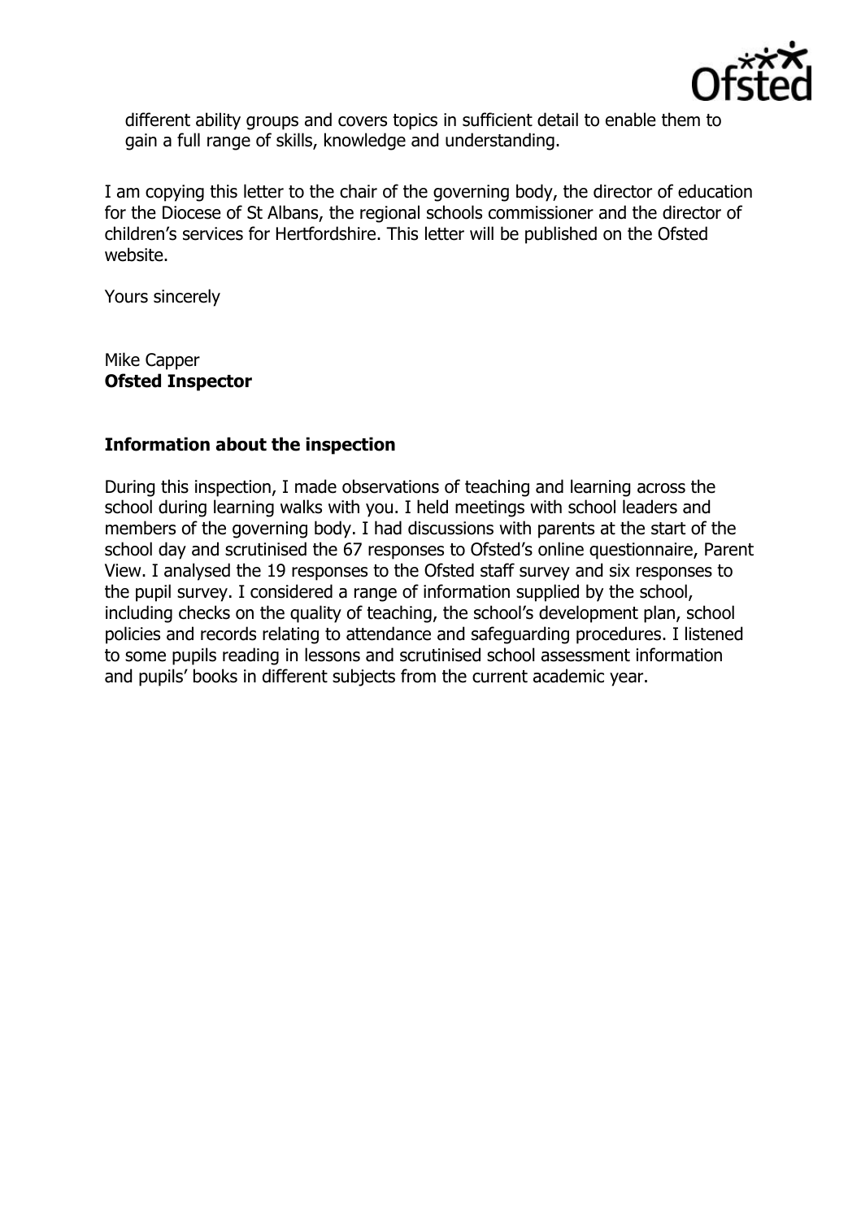different ability groups and covers topics in sufficient detail to enable them to gain a full range of skills, knowledge and understanding.

I am copying this letter to the chair of the governing body, the director of education for the Diocese of St Albans, the regional schools commissioner and the director of children's services for Hertfordshire. This letter will be published on the Ofsted website.

Yours sincerely

Mike Capper
**Ofsted Inspector**

## Information about the inspection

During this inspection, I made observations of teaching and learning across the school during learning walks with you. I held meetings with school leaders and members of the governing body. I had discussions with parents at the start of the school day and scrutinised the 67 responses to Ofsted's online questionnaire, Parent View. I analysed the 19 responses to the Ofsted staff survey and six responses to the pupil survey. I considered a range of information supplied by the school, including checks on the quality of teaching, the school's development plan, school policies and records relating to attendance and safeguarding procedures. I listened to some pupils reading in lessons and scrutinised school assessment information and pupils' books in different subjects from the current academic year.